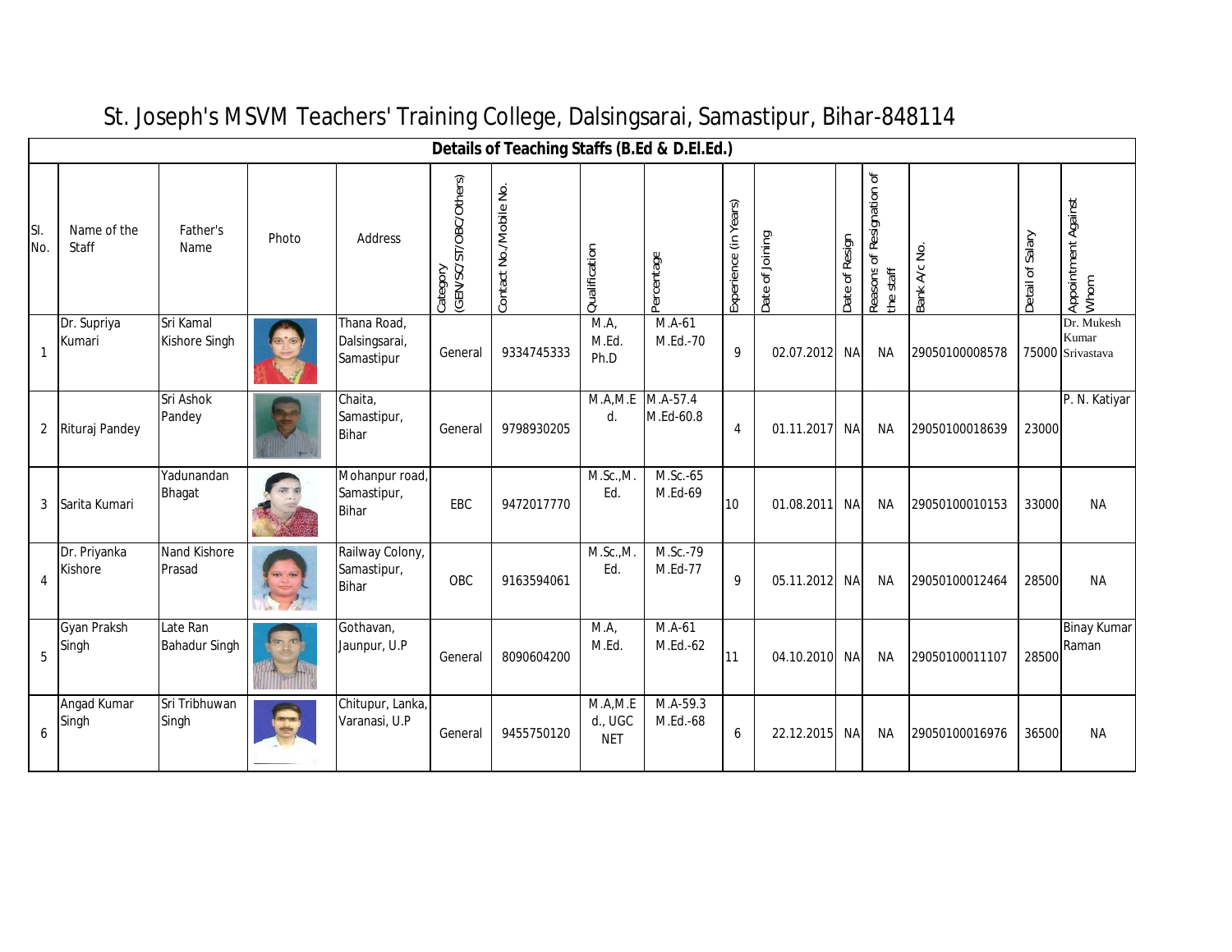# St. Joseph's MSVM Teachers' Training College, Dalsingsarai, Samastipur, Bihar-848114

## Details of Teaching Staffs (B.Ed & D.El.Ed.)

| Sl. No. | Name of the Staff | Father's Name | Photo | Address | Category (GEN/SC/ST/OBC/Others) | Contact No./Mobile No. | Qualification | Percentage | Experience (in Years) | Date of Joining | Date of Resign | Reasons of Resignation of the staff | Bank A/c No. | Detail of Salary | Appointment Against Whom |
|---|---|---|---|---|---|---|---|---|---|---|---|---|---|---|---|
| 1 | Dr. Supriya Kumari | Sri Kamal Kishore Singh | | Thana Road, Dalsingsarai, Samastipur | General | 9334745333 | M.A, M.Ed. Ph.D | M.A-61 M.Ed.-70 | 9 | 02.07.2012 | NA | NA | 29050100008578 | 75000 | Dr. Mukesh Kumar Srivastava |
| 2 | Rituraj Pandey | Sri Ashok Pandey | | Chaita, Samastipur, Bihar | General | 9798930205 | M.A,M.Ed. | M.A-57.4 M.Ed-60.8 | 4 | 01.11.2017 | NA | NA | 29050100018639 | 23000 | P. N. Katiyar |
| 3 | Sarita Kumari | Yadunandan Bhagat | | Mohanpur road, Samastipur, Bihar | EBC | 9472017770 | M.Sc.,M.Ed. | M.Sc.-65 M.Ed-69 | 10 | 01.08.2011 | NA | NA | 29050100010153 | 33000 | NA |
| 4 | Dr. Priyanka Kishore | Nand Kishore Prasad | | Railway Colony, Samastipur, Bihar | OBC | 9163594061 | M.Sc.,M.Ed. | M.Sc.-79 M.Ed-77 | 9 | 05.11.2012 | NA | NA | 29050100012464 | 28500 | NA |
| 5 | Gyan Praksh Singh | Late Ran Bahadur Singh | | Gothavan, Jaunpur, U.P | General | 8090604200 | M.A, M.Ed. | M.A-61 M.Ed.-62 | 11 | 04.10.2010 | NA | NA | 29050100011107 | 28500 | Binay Kumar Raman |
| 6 | Angad Kumar Singh | Sri Tribhuwan Singh | | Chitupur, Lanka, Varanasi, U.P | General | 9455750120 | M.A,M.Ed., UGC NET | M.A-59.3 M.Ed.-68 | 6 | 22.12.2015 | NA | NA | 29050100016976 | 36500 | NA |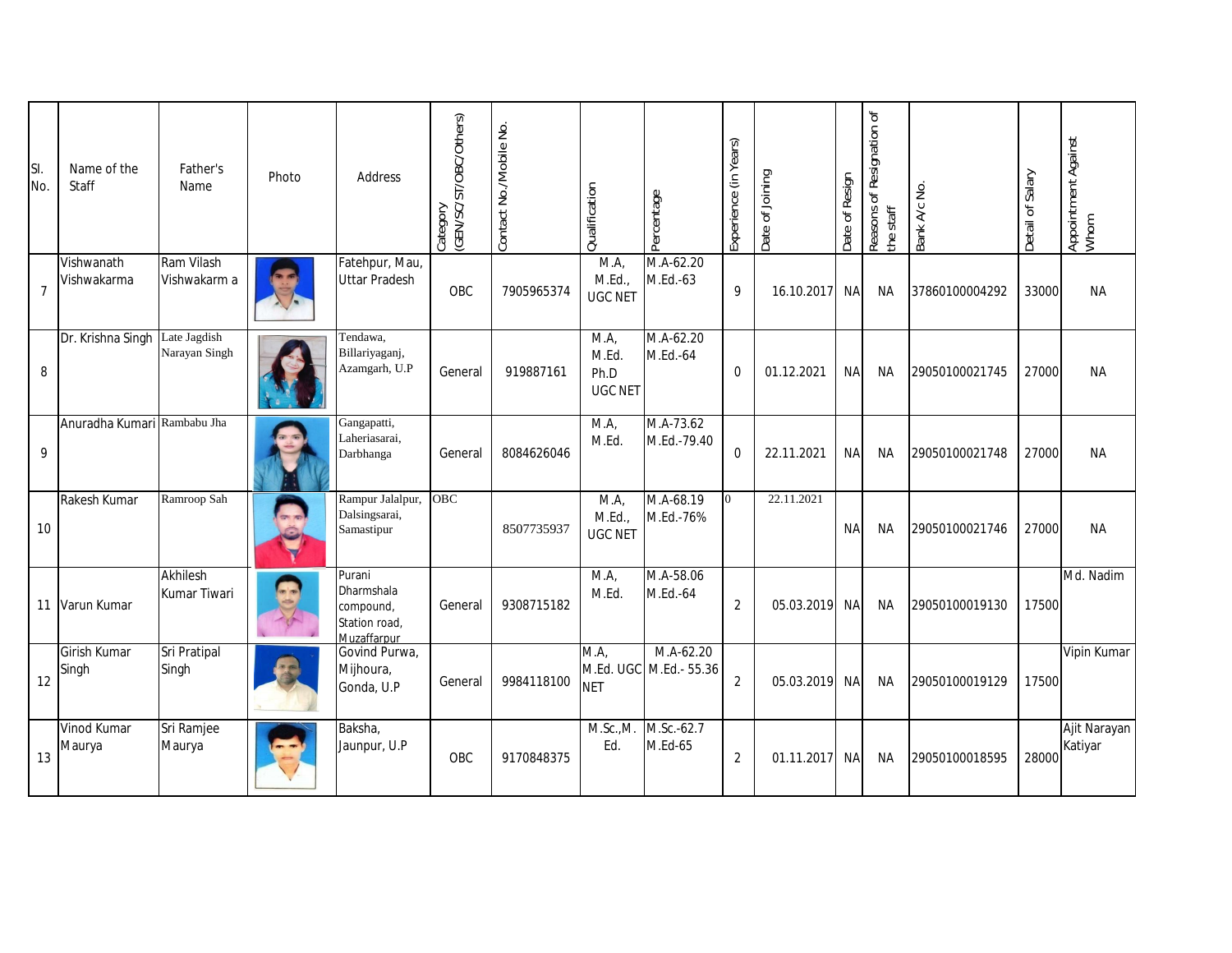| Sl. No. | Name of the Staff | Father's Name | Photo | Address | Category (GEN/SC/ST/OBC/Others) | Contact No./Mobile No. | Qualification | Percentage | Experience (in Years) | Date of Joining | Date of Resign | Reasons of Resignation of the staff | Bank A/c No. | Detail of Salary | Appointment Against Whom |
|---|---|---|---|---|---|---|---|---|---|---|---|---|---|---|---|
| 7 | Vishwanath Vishwakarma | Ram Vilash Vishwakarm a | | Fatehpur, Mau, Uttar Pradesh | OBC | 7905965374 | M.A, M.Ed., UGC NET | M.A-62.20 M.Ed.-63 | 9 | 16.10.2017 | NA | NA | 37860100004292 | 33000 | NA |
| 8 | Dr. Krishna Singh | Late Jagdish Narayan Singh | | Tendawa, Billariyaganj, Azamgarh, U.P | General | 919887161 | M.A, M.Ed. Ph.D UGC NET | M.A-62.20 M.Ed.-64 | 0 | 01.12.2021 | NA | NA | 29050100021745 | 27000 | NA |
| 9 | Anuradha Kumari | Rambabu Jha | | Gangapatti, Laheriasarai, Darbhanga | General | 8084626046 | M.A, M.Ed. | M.A-73.62 M.Ed.-79.40 | 0 | 22.11.2021 | NA | NA | 29050100021748 | 27000 | NA |
| 10 | Rakesh Kumar | Ramroop Sah | | Rampur Jalalpur, Dalsingsarai, Samastipur | OBC | 8507735937 | M.A, M.Ed., UGC NET | M.A-68.19 M.Ed.-76% | 0 | 22.11.2021 | NA | NA | 29050100021746 | 27000 | NA |
| 11 | Varun Kumar | Akhilesh Kumar Tiwari | | Purani Dharmshala compound, Station road, Muzaffarpur | General | 9308715182 | M.A, M.Ed. | M.A-58.06 M.Ed.-64 | 2 | 05.03.2019 | NA | NA | 29050100019130 | 17500 | Md. Nadim |
| 12 | Girish Kumar Singh | Sri Pratipal Singh | | Govind Purwa, Mijhoura, Gonda, U.P | General | 9984118100 | M.A, M.Ed. UGC NET | M.A-62.20 M.Ed.- 55.36 | 2 | 05.03.2019 | NA | NA | 29050100019129 | 17500 | Vipin Kumar |
| 13 | Vinod Kumar Maurya | Sri Ramjee Maurya | | Baksha, Jaunpur, U.P | OBC | 9170848375 | M.Sc.,M. Ed. | M.Sc.-62.7 M.Ed-65 | 2 | 01.11.2017 | NA | NA | 29050100018595 | 28000 | Ajit Narayan Katiyar |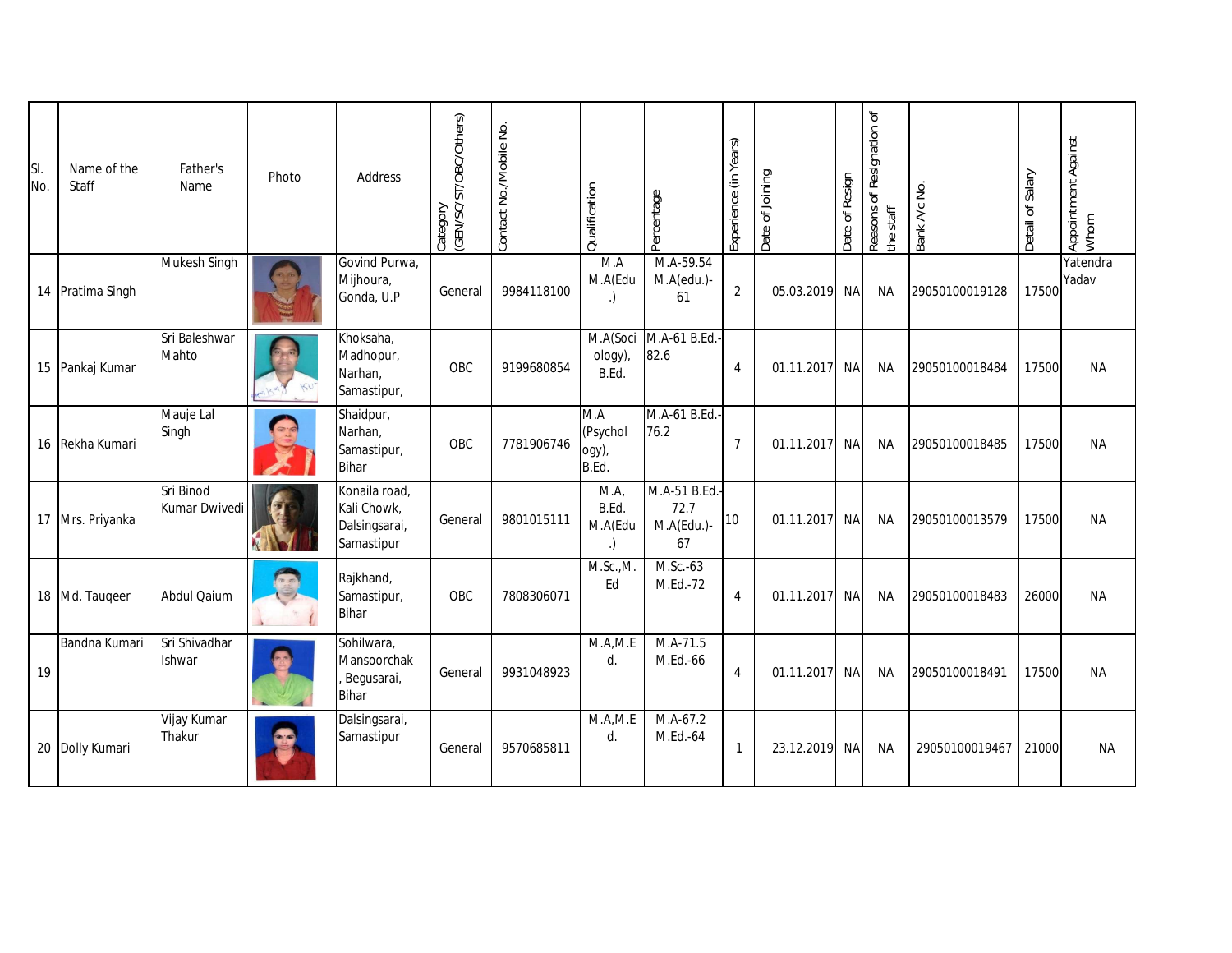| Sl. No. | Name of the Staff | Father's Name | Photo | Address | Category (GEN/SC/ST/OBC/Others) | Contact No./Mobile No. | Qualification | Percentage | Experience (in Years) | Date of Joining | Date of Resign | Reasons of Resignation of the staff | Bank A/c No. | Detail of Salary | Appointment Against Whom |
|---|---|---|---|---|---|---|---|---|---|---|---|---|---|---|---|
| 14 | Pratima Singh | Mukesh Singh | | Govind Purwa, Mijhoura, Gonda, U.P | General | 9984118100 | M.A M.A(Edu.) | M.A-59.54 M.A(edu.)-61 | 2 | 05.03.2019 | NA | NA | 29050100019128 | 17500 | Yatendra Yadav |
| 15 | Pankaj Kumar | Sri Baleshwar Mahto | | Khoksaha, Madhopur, Narhan, Samastipur, | OBC | 9199680854 | M.A(Sociology), B.Ed. | M.A-61 B.Ed.-82.6 | 4 | 01.11.2017 | NA | NA | 29050100018484 | 17500 | NA |
| 16 | Rekha Kumari | Mauje Lal Singh | | Shaidpur, Narhan, Samastipur, Bihar | OBC | 7781906746 | M.A (Psychology), B.Ed. | M.A-61 B.Ed.-76.2 | 7 | 01.11.2017 | NA | NA | 29050100018485 | 17500 | NA |
| 17 | Mrs. Priyanka | Sri Binod Kumar Dwivedi | | Konaila road, Kali Chowk, Dalsingsarai, Samastipur | General | 9801015111 | M.A, B.Ed. M.A(Edu.) | M.A-51 B.Ed.-72.7 M.A(Edu.)-67 | 10 | 01.11.2017 | NA | NA | 29050100013579 | 17500 | NA |
| 18 | Md. Tauqeer | Abdul Qaium | | Rajkhand, Samastipur, Bihar | OBC | 7808306071 | M.Sc.,M.Ed | M.Sc.-63 M.Ed.-72 | 4 | 01.11.2017 | NA | NA | 29050100018483 | 26000 | NA |
| 19 | Bandna Kumari | Sri Shivadhar Ishwar | | Sohilwara, Mansoorchak, Begusarai, Bihar | General | 9931048923 | M.A,M.Ed. | M.A-71.5 M.Ed.-66 | 4 | 01.11.2017 | NA | NA | 29050100018491 | 17500 | NA |
| 20 | Dolly Kumari | Vijay Kumar Thakur | | Dalsingsarai, Samastipur | General | 9570685811 | M.A,M.Ed. | M.A-67.2 M.Ed.-64 | 1 | 23.12.2019 | NA | NA | 29050100019467 | 21000 | NA |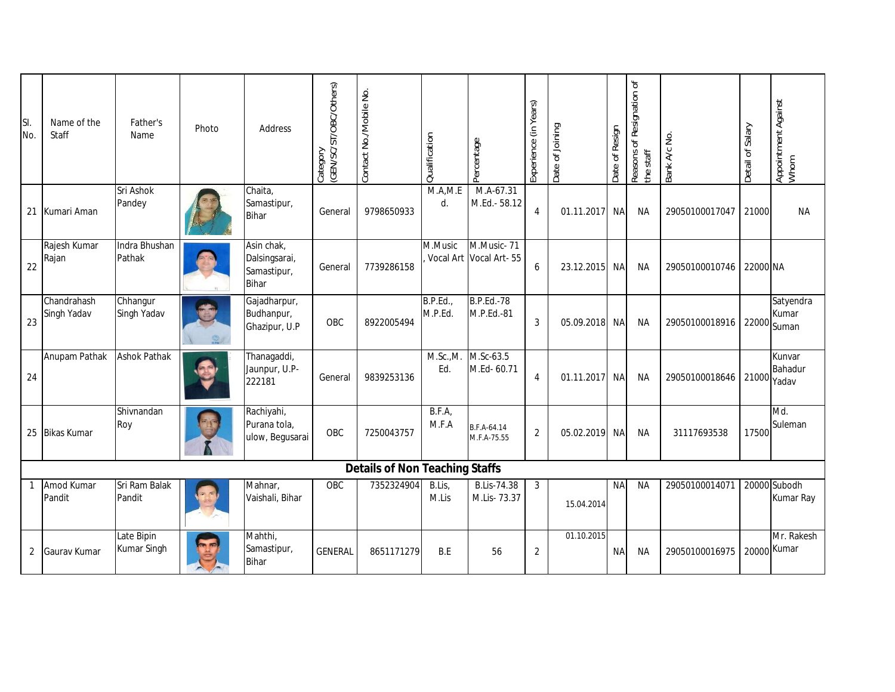| Sl. No. | Name of the Staff | Father's Name | Photo | Address | Category (GEN/SC/ST/OBC/Others) | Contact No./Mobile No. | Qualification | Percentage | Experience (in Years) | Date of Joining | Date of Resign | Reasons of Resignation of the staff | Bank A/c No. | Detail of Salary | Appointment Against Whom |
|---|---|---|---|---|---|---|---|---|---|---|---|---|---|---|---|
| 21 | Kumari Aman | Sri Ashok Pandey | | Chaita, Samastipur, Bihar | General | 9798650933 | M.A,M.Ed. | M.A-67.31 M.Ed.- 58.12 | 4 | 01.11.2017 | NA | NA | 29050100017047 | 21000 | NA |
| 22 | Rajesh Kumar Rajan | Indra Bhushan Pathak | | Asin chak, Dalsingsarai, Samastipur, Bihar | General | 7739286158 | M.Music, Vocal Art | M.Music- 71 Vocal Art- 55 | 6 | 23.12.2015 | NA | NA | 29050100010746 | 22000 | NA |
| 23 | Chandrahash Singh Yadav | Chhangur Singh Yadav | | Gajadharpur, Budhanpur, Ghazipur, U.P | OBC | 8922005494 | B.P.Ed., M.P.Ed. | B.P.Ed.-78 M.P.Ed.-81 | 3 | 05.09.2018 | NA | NA | 29050100018916 | 22000 | Satyendra Kumar Suman |
| 24 | Anupam Pathak | Ashok Pathak | | Thanagaddi, Jaunpur, U.P-222181 | General | 9839253136 | M.Sc.,M.Ed. | M.Sc-63.5 M.Ed- 60.71 | 4 | 01.11.2017 | NA | NA | 29050100018646 | 21000 | Kunvar Bahadur Yadav |
| 25 | Bikas Kumar | Shivnandan Roy | | Rachiyahi, Purana tola, ulow, Begusarai | OBC | 7250043757 | B.F.A, M.F.A | B.F.A-64.14 M.F.A-75.55 | 2 | 05.02.2019 | NA | NA | 31117693538 | 17500 | Md. Suleman |
| **Details of Non Teaching Staffs** | | | | | | | | | | | | | | | |
| 1 | Amod Kumar Pandit | Sri Ram Balak Pandit | | Mahnar, Vaishali, Bihar | OBC | 7352324904 | B.Lis, M.Lis | B.Lis-74.38 M.Lis- 73.37 | 3 | 15.04.2014 | NA | NA | 29050100014071 | 20000 | Subodh Kumar Ray |
| 2 | Gaurav Kumar | Late Bipin Kumar Singh | | Mahthi, Samastipur, Bihar | GENERAL | 8651171279 | B.E | 56 | 2 | 01.10.2015 | NA | NA | 29050100016975 | 20000 | Mr. Rakesh Kumar |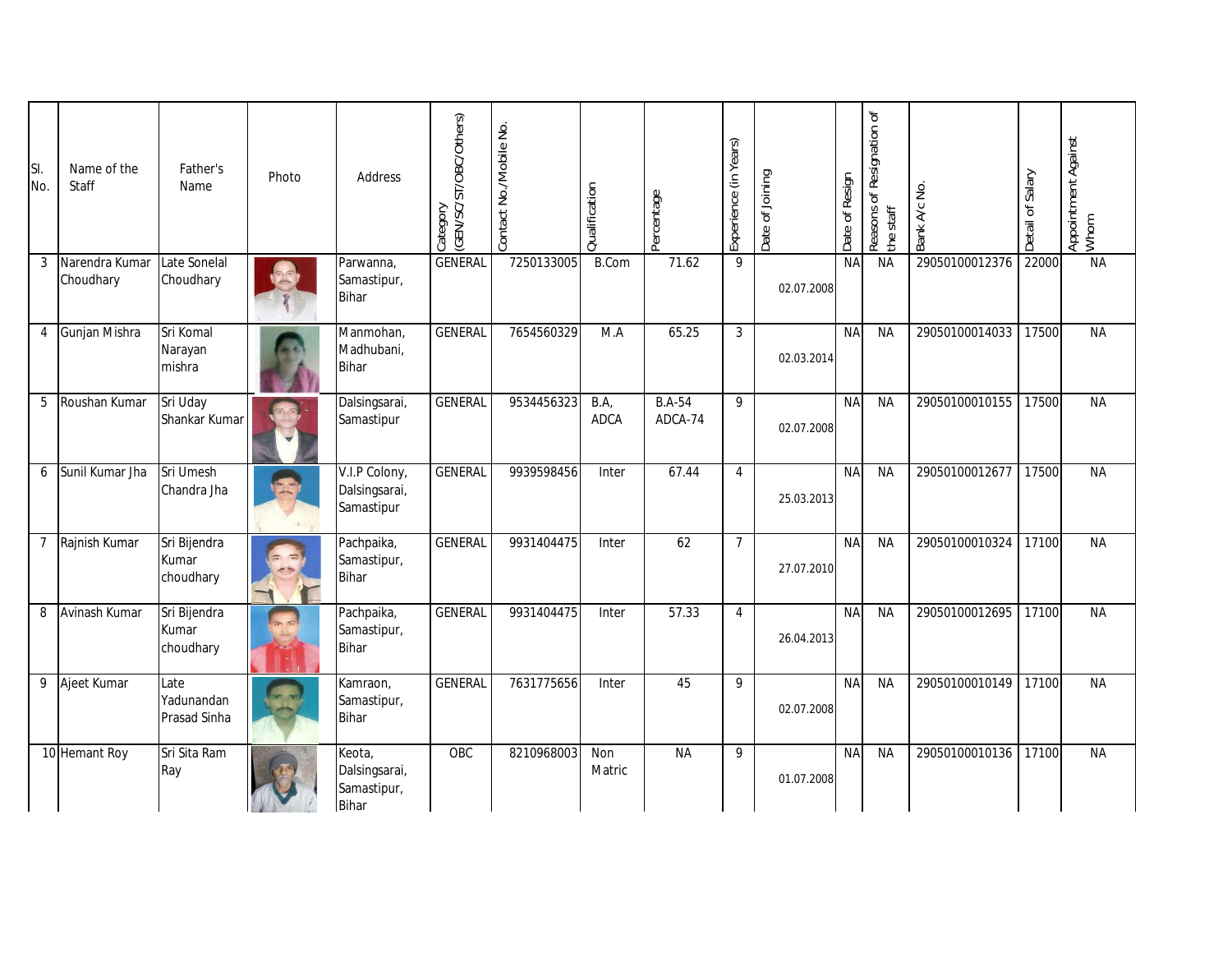| Sl. No. | Name of the Staff | Father's Name | Photo | Address | Category (GEN/SC/ST/OBC/Others) | Contact No./Mobile No. | Qualification | Percentage | Experience (in Years) | Date of Joining | Date of Resign | Reasons of Resignation of the staff | Bank A/c No. | Detail of Salary | Appointment Against Whom |
|---|---|---|---|---|---|---|---|---|---|---|---|---|---|---|---|
| 3 | Narendra Kumar Choudhary | Late Sonelal Choudhary | | Parwanna, Samastipur, Bihar | GENERAL | 7250133005 | B.Com | 71.62 | 9 | 02.07.2008 | NA | NA | 29050100012376 | 22000 | NA |
| 4 | Gunjan Mishra | Sri Komal Narayan mishra | | Manmohan, Madhubani, Bihar | GENERAL | 7654560329 | M.A | 65.25 | 3 | 02.03.2014 | NA | NA | 29050100014033 | 17500 | NA |
| 5 | Roushan Kumar | Sri Uday Shankar Kumar | | Dalsingsarai, Samastipur | GENERAL | 9534456323 | B.A, ADCA | B.A-54 ADCA-74 | 9 | 02.07.2008 | NA | NA | 29050100010155 | 17500 | NA |
| 6 | Sunil Kumar Jha | Sri Umesh Chandra Jha | | V.I.P Colony, Dalsingsarai, Samastipur | GENERAL | 9939598456 | Inter | 67.44 | 4 | 25.03.2013 | NA | NA | 29050100012677 | 17500 | NA |
| 7 | Rajnish Kumar | Sri Bijendra Kumar choudhary | | Pachpaika, Samastipur, Bihar | GENERAL | 9931404475 | Inter | 62 | 7 | 27.07.2010 | NA | NA | 29050100010324 | 17100 | NA |
| 8 | Avinash Kumar | Sri Bijendra Kumar choudhary | | Pachpaika, Samastipur, Bihar | GENERAL | 9931404475 | Inter | 57.33 | 4 | 26.04.2013 | NA | NA | 29050100012695 | 17100 | NA |
| 9 | Ajeet Kumar | Late Yadunandan Prasad Sinha | | Kamraon, Samastipur, Bihar | GENERAL | 7631775656 | Inter | 45 | 9 | 02.07.2008 | NA | NA | 29050100010149 | 17100 | NA |
| 10 | Hemant Roy | Sri Sita Ram Ray | | Keota, Dalsingsarai, Samastipur, Bihar | OBC | 8210968003 | Non Matric | NA | 9 | 01.07.2008 | NA | NA | 29050100010136 | 17100 | NA |